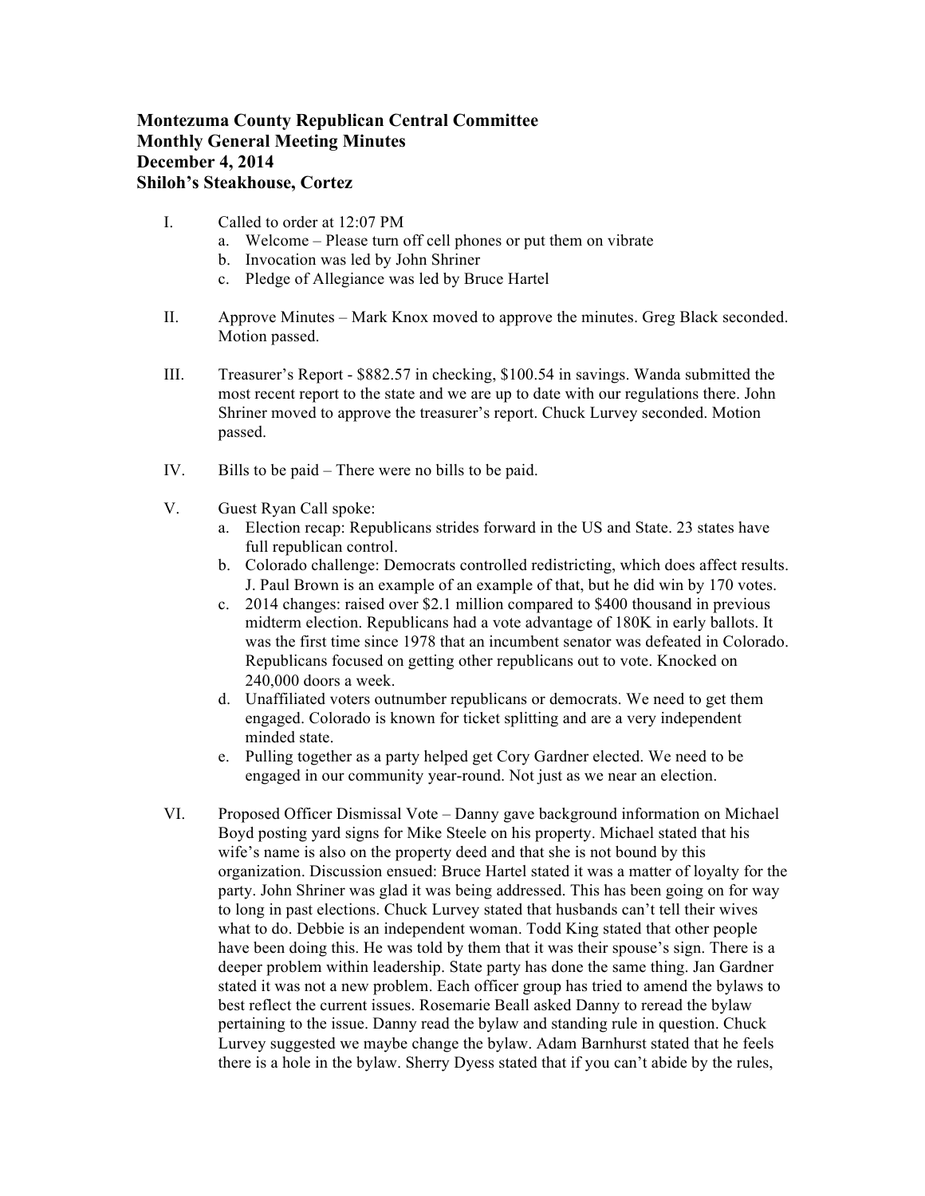**Montezuma County Republican Central Committee**
**Monthly General Meeting Minutes**
**December 4, 2014**
**Shiloh's Steakhouse, Cortez**

I. Called to order at 12:07 PM
   a. Welcome – Please turn off cell phones or put them on vibrate
   b. Invocation was led by John Shriner
   c. Pledge of Allegiance was led by Bruce Hartel

II. Approve Minutes – Mark Knox moved to approve the minutes. Greg Black seconded. Motion passed.

III. Treasurer's Report - $882.57 in checking, $100.54 in savings. Wanda submitted the most recent report to the state and we are up to date with our regulations there. John Shriner moved to approve the treasurer's report. Chuck Lurvey seconded. Motion passed.

IV. Bills to be paid – There were no bills to be paid.

V. Guest Ryan Call spoke:
   a. Election recap: Republicans strides forward in the US and State. 23 states have full republican control.
   b. Colorado challenge: Democrats controlled redistricting, which does affect results. J. Paul Brown is an example of an example of that, but he did win by 170 votes.
   c. 2014 changes: raised over $2.1 million compared to $400 thousand in previous midterm election. Republicans had a vote advantage of 180K in early ballots. It was the first time since 1978 that an incumbent senator was defeated in Colorado. Republicans focused on getting other republicans out to vote. Knocked on 240,000 doors a week.
   d. Unaffiliated voters outnumber republicans or democrats. We need to get them engaged. Colorado is known for ticket splitting and are a very independent minded state.
   e. Pulling together as a party helped get Cory Gardner elected. We need to be engaged in our community year-round. Not just as we near an election.

VI. Proposed Officer Dismissal Vote – Danny gave background information on Michael Boyd posting yard signs for Mike Steele on his property. Michael stated that his wife's name is also on the property deed and that she is not bound by this organization. Discussion ensued: Bruce Hartel stated it was a matter of loyalty for the party. John Shriner was glad it was being addressed. This has been going on for way to long in past elections. Chuck Lurvey stated that husbands can't tell their wives what to do. Debbie is an independent woman. Todd King stated that other people have been doing this. He was told by them that it was their spouse's sign. There is a deeper problem within leadership. State party has done the same thing. Jan Gardner stated it was not a new problem. Each officer group has tried to amend the bylaws to best reflect the current issues. Rosemarie Beall asked Danny to reread the bylaw pertaining to the issue. Danny read the bylaw and standing rule in question. Chuck Lurvey suggested we maybe change the bylaw. Adam Barnhurst stated that he feels there is a hole in the bylaw. Sherry Dyess stated that if you can't abide by the rules,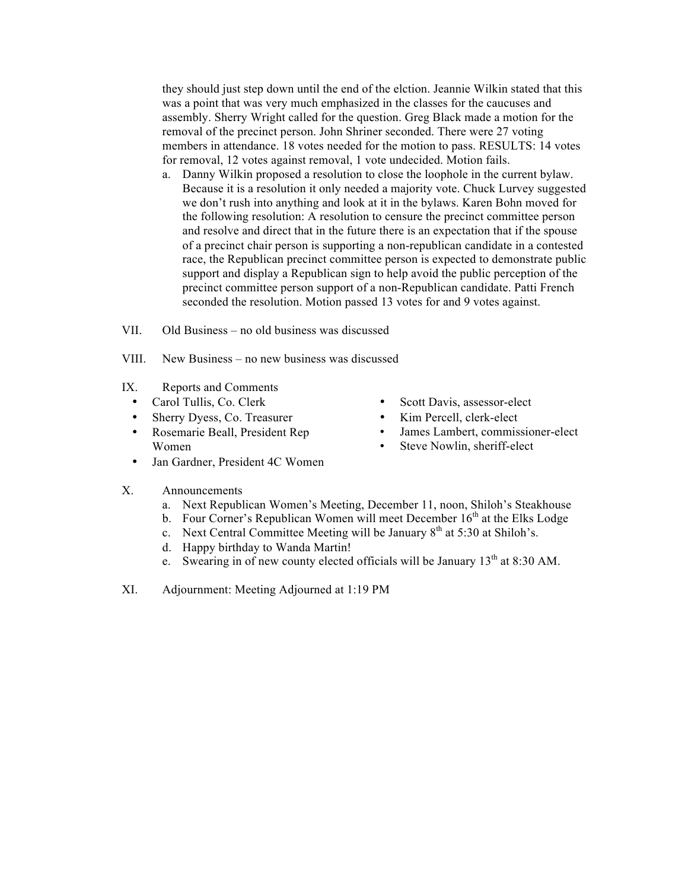they should just step down until the end of the elction. Jeannie Wilkin stated that this was a point that was very much emphasized in the classes for the caucuses and assembly. Sherry Wright called for the question. Greg Black made a motion for the removal of the precinct person. John Shriner seconded. There were 27 voting members in attendance. 18 votes needed for the motion to pass. RESULTS: 14 votes for removal, 12 votes against removal, 1 vote undecided. Motion fails.

   a. Danny Wilkin proposed a resolution to close the loophole in the current bylaw. Because it is a resolution it only needed a majority vote. Chuck Lurvey suggested we don't rush into anything and look at it in the bylaws. Karen Bohn moved for the following resolution: A resolution to censure the precinct committee person and resolve and direct that in the future there is an expectation that if the spouse of a precinct chair person is supporting a non-republican candidate in a contested race, the Republican precinct committee person is expected to demonstrate public support and display a Republican sign to help avoid the public perception of the precinct committee person support of a non-Republican candidate. Patti French seconded the resolution. Motion passed 13 votes for and 9 votes against.

VII. Old Business – no old business was discussed

VIII. New Business – no new business was discussed

IX. Reports and Comments
- Carol Tullis, Co. Clerk
- Sherry Dyess, Co. Treasurer
- Rosemarie Beall, President Rep Women
- Jan Gardner, President 4C Women
- Scott Davis, assessor-elect
- Kim Percell, clerk-elect
- James Lambert, commissioner-elect
- Steve Nowlin, sheriff-elect

X. Announcements
   a. Next Republican Women's Meeting, December 11, noon, Shiloh's Steakhouse
   b. Four Corner's Republican Women will meet December 16th at the Elks Lodge
   c. Next Central Committee Meeting will be January 8th at 5:30 at Shiloh's.
   d. Happy birthday to Wanda Martin!
   e. Swearing in of new county elected officials will be January 13th at 8:30 AM.

XI. Adjournment: Meeting Adjourned at 1:19 PM